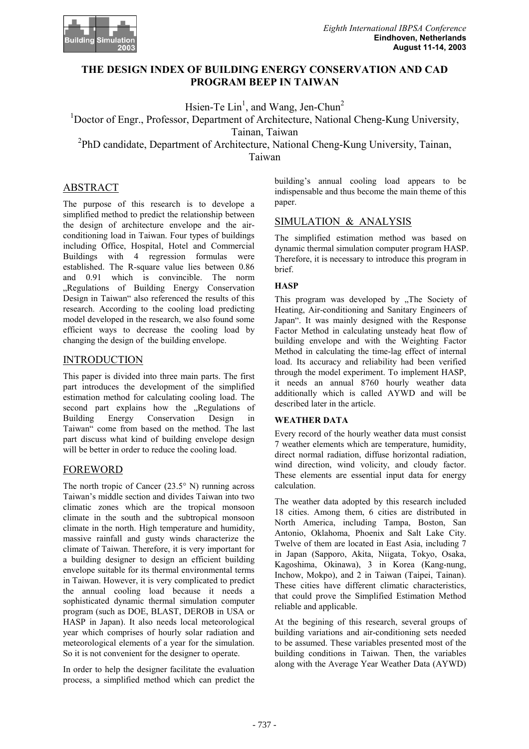# THE DESIGN INDEX OF BUILDING ENERGY CONSERVATION AND CAD PROGRAM BEEP IN TAIWAN

Hsien-Te Lin[1], and Wang, Jen-Chun[2]

[1]Doctor of Engr., Professor, Department of Architecture, National Cheng-Kung University, Tainan, Taiwan

[2]PhD candidate, Department of Architecture, National Cheng-Kung University, Tainan, Taiwan

## ABSTRACT

The purpose of this research is to develope a simplified method to predict the relationship between the design of architecture envelope and the air-conditioning load in Taiwan. Four types of buildings including Office, Hospital, Hotel and Commercial Buildings with 4 regression formulas were established. The R-square value lies between 0.86 and 0.91 which is convincible. The norm „Regulations of Building Energy Conservation Design in Taiwan" also referenced the results of this research. According to the cooling load predicting model developed in the research, we also found some efficient ways to decrease the cooling load by changing the design of the building envelope.

## INTRODUCTION

This paper is divided into three main parts. The first part introduces the development of the simplified estimation method for calculating cooling load. The second part explains how the „Regulations of Building Energy Conservation Design in Taiwan" come from based on the method. The last part discuss what kind of building envelope design will be better in order to reduce the cooling load.

## FOREWORD

The north tropic of Cancer (23.5° N) running across Taiwan's middle section and divides Taiwan into two climatic zones which are the tropical monsoon climate in the south and the subtropical monsoon climate in the north. High temperature and humidity, massive rainfall and gusty winds characterize the climate of Taiwan. Therefore, it is very important for a building designer to design an efficient building envelope suitable for its thermal environmental terms in Taiwan. However, it is very complicated to predict the annual cooling load because it needs a sophisticated dynamic thermal simulation computer program (such as DOE, BLAST, DEROB in USA or HASP in Japan). It also needs local meteorological year which comprises of hourly solar radiation and meteorological elements of a year for the simulation. So it is not convenient for the designer to operate.

In order to help the designer facilitate the evaluation process, a simplified method which can predict the building's annual cooling load appears to be indispensable and thus become the main theme of this paper.

## SIMULATION & ANALYSIS

The simplified estimation method was based on dynamic thermal simulation computer program HASP. Therefore, it is necessary to introduce this program in brief.

### HASP

This program was developed by „The Society of Heating, Air-conditioning and Sanitary Engineers of Japan". It was mainly designed with the Response Factor Method in calculating unsteady heat flow of building envelope and with the Weighting Factor Method in calculating the time-lag effect of internal load. Its accuracy and reliability had been verified through the model experiment. To implement HASP, it needs an annual 8760 hourly weather data additionally which is called AYWD and will be described later in the article.

### WEATHER DATA

Every record of the hourly weather data must consist 7 weather elements which are temperature, humidity, direct normal radiation, diffuse horizontal radiation, wind direction, wind volicity, and cloudy factor. These elements are essential input data for energy calculation.

The weather data adopted by this research included 18 cities. Among them, 6 cities are distributed in North America, including Tampa, Boston, San Antonio, Oklahoma, Phoenix and Salt Lake City. Twelve of them are located in East Asia, including 7 in Japan (Sapporo, Akita, Niigata, Tokyo, Osaka, Kagoshima, Okinawa), 3 in Korea (Kang-nung, Inchow, Mokpo), and 2 in Taiwan (Taipei, Tainan). These cities have different climatic characteristics, that could prove the Simplified Estimation Method reliable and applicable.

At the begining of this research, several groups of building variations and air-conditioning sets needed to be assumed. These variables presented most of the building conditions in Taiwan. Then, the variables along with the Average Year Weather Data (AYWD)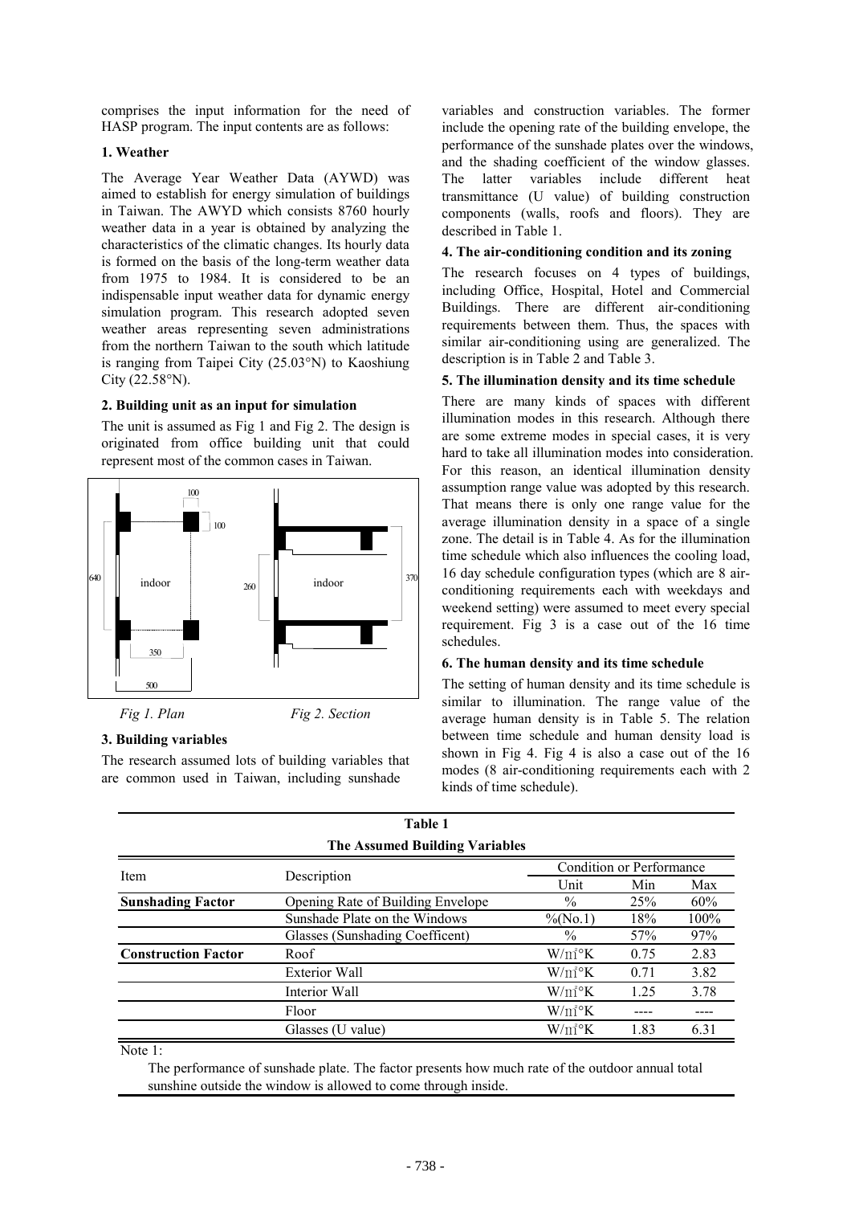comprises the input information for the need of HASP program. The input contents are as follows:

**1. Weather**

The Average Year Weather Data (AYWD) was aimed to establish for energy simulation of buildings in Taiwan. The AWYD which consists 8760 hourly weather data in a year is obtained by analyzing the characteristics of the climatic changes. Its hourly data is formed on the basis of the long-term weather data from 1975 to 1984. It is considered to be an indispensable input weather data for dynamic energy simulation program. This research adopted seven weather areas representing seven administrations from the northern Taiwan to the south which latitude is ranging from Taipei City (25.03°N) to Kaoshiung City (22.58°N).

**2. Building unit as an input for simulation**

The unit is assumed as Fig 1 and Fig 2. The design is originated from office building unit that could represent most of the common cases in Taiwan.

*Fig 1. Plan* *Fig 2. Section*

**3. Building variables**

The research assumed lots of building variables that are common used in Taiwan, including sunshade variables and construction variables. The former include the opening rate of the building envelope, the performance of the sunshade plates over the windows, and the shading coefficient of the window glasses. The latter variables include different heat transmittance (U value) of building construction components (walls, roofs and floors). They are described in Table 1.

**4. The air-conditioning condition and its zoning**

The research focuses on 4 types of buildings, including Office, Hospital, Hotel and Commercial Buildings. There are different air-conditioning requirements between them. Thus, the spaces with similar air-conditioning using are generalized. The description is in Table 2 and Table 3.

**5. The illumination density and its time schedule**

There are many kinds of spaces with different illumination modes in this research. Although there are some extreme modes in special cases, it is very hard to take all illumination modes into consideration. For this reason, an identical illumination density assumption range value was adopted by this research. That means there is only one range value for the average illumination density in a space of a single zone. The detail is in Table 4. As for the illumination time schedule which also influences the cooling load, 16 day schedule configuration types (which are 8 air-conditioning requirements each with weekdays and weekend setting) were assumed to meet every special requirement. Fig 3 is a case out of the 16 time schedules.

**6. The human density and its time schedule**

The setting of human density and its time schedule is similar to illumination. The range value of the average human density is in Table 5. The relation between time schedule and human density load is shown in Fig 4. Fig 4 is also a case out of the 16 modes (8 air-conditioning requirements each with 2 kinds of time schedule).

**Table 1**
**The Assumed Building Variables**

| Item | Description | Condition or Performance | | |
|---|---|---|---|---|
| | | Unit | Min | Max |
| **Sunshading Factor** | Opening Rate of Building Envelope | % | 25% | 60% |
| | Sunshade Plate on the Windows | %(No.1) | 18% | 100% |
| | Glasses (Sunshading Coefficent) | % | 57% | 97% |
| **Construction Factor** | Roof | W/㎡°K | 0.75 | 2.83 |
| | Exterior Wall | W/㎡°K | 0.71 | 3.82 |
| | Interior Wall | W/㎡°K | 1.25 | 3.78 |
| | Floor | W/㎡°K | ---- | ---- |
| | Glasses (U value) | W/㎡°K | 1.83 | 6.31 |

Note 1:

The performance of sunshade plate. The factor presents how much rate of the outdoor annual total sunshine outside the window is allowed to come through inside.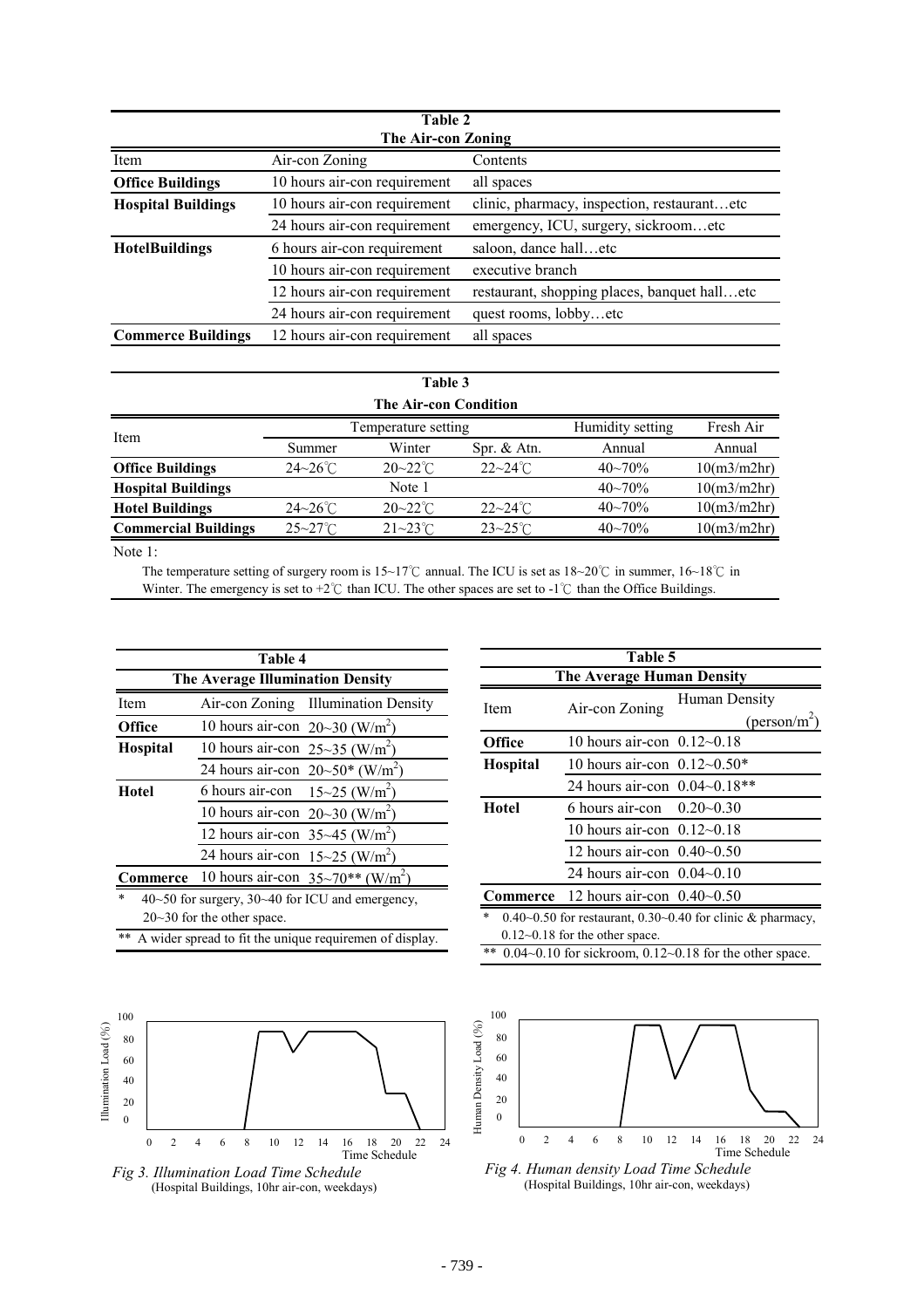**Table 2**
**The Air-con Zoning**

| Item | Air-con Zoning | Contents |
|---|---|---|
| **Office Buildings** | 10 hours air-con requirement | all spaces |
| **Hospital Buildings** | 10 hours air-con requirement | clinic, pharmacy, inspection, restaurant…etc |
| | 24 hours air-con requirement | emergency, ICU, surgery, sickroom…etc |
| **HotelBuildings** | 6 hours air-con requirement | saloon, dance hall…etc |
| | 10 hours air-con requirement | executive branch |
| | 12 hours air-con requirement | restaurant, shopping places, banquet hall…etc |
| | 24 hours air-con requirement | quest rooms, lobby…etc |
| **Commerce Buildings** | 12 hours air-con requirement | all spaces |

**Table 3**
**The Air-con Condition**

| Item | Temperature setting | | | Humidity setting | Fresh Air |
|---|---|---|---|---|---|
| | Summer | Winter | Spr. & Atn. | Annual | Annual |
| **Office Buildings** | 24~26℃ | 20~22℃ | 22~24℃ | 40~70% | 10(m3/m2hr) |
| **Hospital Buildings** | | Note 1 | | 40~70% | 10(m3/m2hr) |
| **Hotel Buildings** | 24~26℃ | 20~22℃ | 22~24℃ | 40~70% | 10(m3/m2hr) |
| **Commercial Buildings** | 25~27℃ | 21~23℃ | 23~25℃ | 40~70% | 10(m3/m2hr) |

Note 1:

The temperature setting of surgery room is 15~17℃ annual. The ICU is set as 18~20℃ in summer, 16~18℃ in Winter. The emergency is set to +2℃ than ICU. The other spaces are set to -1℃ than the Office Buildings.

**Table 4**
**The Average Illumination Density**

| Item | Air-con Zoning | Illumination Density |
|---|---|---|
| **Office** | 10 hours air-con | 20~30 (W/m$^2$) |
| **Hospital** | 10 hours air-con | 25~35 (W/m$^2$) |
| | 24 hours air-con | 20~50* (W/m$^2$) |
| **Hotel** | 6 hours air-con | 15~25 (W/m$^2$) |
| | 10 hours air-con | 20~30 (W/m$^2$) |
| | 12 hours air-con | 35~45 (W/m$^2$) |
| | 24 hours air-con | 15~25 (W/m$^2$) |
| **Commerce** | 10 hours air-con | 35~70** (W/m$^2$) |

\* 40~50 for surgery, 30~40 for ICU and emergency, 20~30 for the other space.

** A wider spread to fit the unique requiremen of display.

**Table 5**
**The Average Human Density**

| Item | Air-con Zoning | Human Density (person/m$^2$) |
|---|---|---|
| **Office** | 10 hours air-con | 0.12~0.18 |
| **Hospital** | 10 hours air-con | 0.12~0.50* |
| | 24 hours air-con | 0.04~0.18** |
| **Hotel** | 6 hours air-con | 0.20~0.30 |
| | 10 hours air-con | 0.12~0.18 |
| | 12 hours air-con | 0.40~0.50 |
| | 24 hours air-con | 0.04~0.10 |
| **Commerce** | 12 hours air-con | 0.40~0.50 |

\* 0.40~0.50 for restaurant, 0.30~0.40 for clinic & pharmacy, 0.12~0.18 for the other space.

** 0.04~0.10 for sickroom, 0.12~0.18 for the other space.

*Fig 3. Illumination Load Time Schedule*
(Hospital Buildings, 10hr air-con, weekdays)

*Fig 4. Human density Load Time Schedule*
(Hospital Buildings, 10hr air-con, weekdays)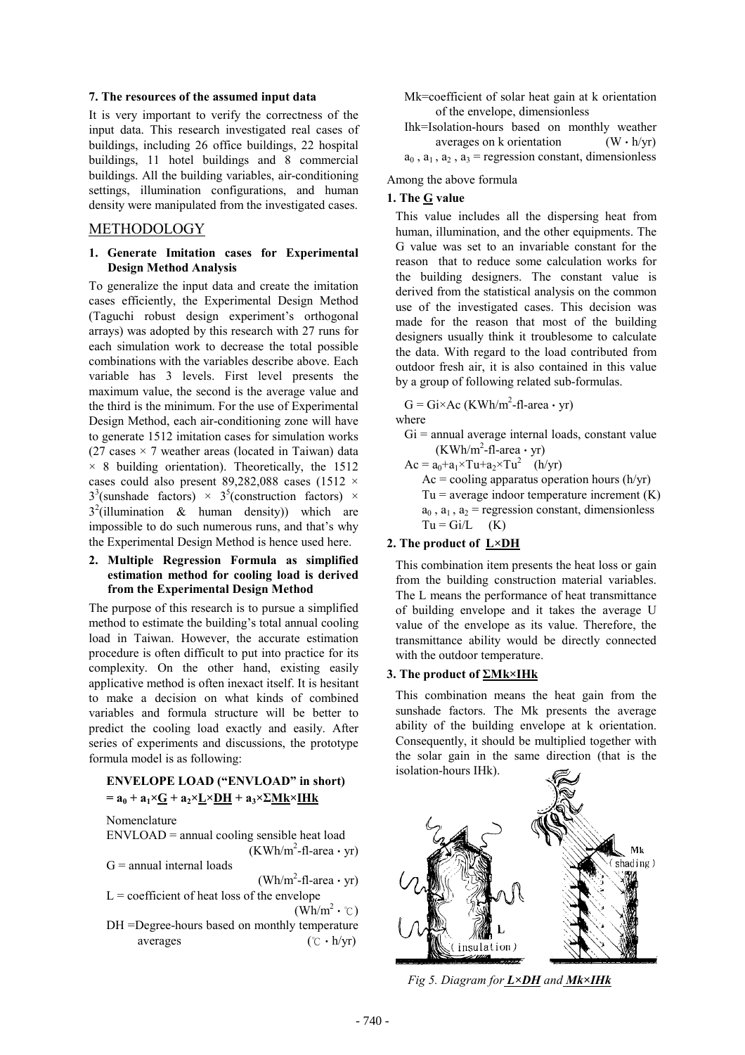### 7. The resources of the assumed input data

It is very important to verify the correctness of the input data. This research investigated real cases of buildings, including 26 office buildings, 22 hospital buildings, 11 hotel buildings and 8 commercial buildings. All the building variables, air-conditioning settings, illumination configurations, and human density were manipulated from the investigated cases.

## METHODOLOGY

### 1. Generate Imitation cases for Experimental Design Method Analysis

To generalize the input data and create the imitation cases efficiently, the Experimental Design Method (Taguchi robust design experiment's orthogonal arrays) was adopted by this research with 27 runs for each simulation work to decrease the total possible combinations with the variables describe above. Each variable has 3 levels. First level presents the maximum value, the second is the average value and the third is the minimum. For the use of Experimental Design Method, each air-conditioning zone will have to generate 1512 imitation cases for simulation works (27 cases × 7 weather areas (located in Taiwan) data × 8 building orientation). Theoretically, the 1512 cases could also present 89,282,088 cases (1512 × $3^3$(sunshade factors) × $3^5$(construction factors) × $3^2$(illumination & human density)) which are impossible to do such numerous runs, and that's why the Experimental Design Method is hence used here.

### 2. Multiple Regression Formula as simplified estimation method for cooling load is derived from the Experimental Design Method

The purpose of this research is to pursue a simplified method to estimate the building's total annual cooling load in Taiwan. However, the accurate estimation procedure is often difficult to put into practice for its complexity. On the other hand, existing easily applicative method is often inexact itself. It is hesitant to make a decision on what kinds of combined variables and formula structure will be better to predict the cooling load exactly and easily. After series of experiments and discussions, the prototype formula model is as following:

**ENVELOPE LOAD ("ENVLOAD" in short)**
$$= a_0 + a_1 \times \underline{G} + a_2 \times \underline{L} \times \underline{DH} + a_3 \times \underline{\Sigma Mk} \times \underline{IHk}$$

Nomenclature

ENVLOAD = annual cooling sensible heat load (KWh/m$^2$-fl-area・yr)

G = annual internal loads (Wh/m$^2$-fl-area・yr)

L = coefficient of heat loss of the envelope (Wh/m$^2$・℃)

DH =Degree-hours based on monthly temperature averages (℃・h/yr)

Mk=coefficient of solar heat gain at k orientation of the envelope, dimensionless

Ihk=Isolation-hours based on monthly weather averages on k orientation (W・h/yr)

$a_0$ , $a_1$ , $a_2$ , $a_3$ = regression constant, dimensionless

Among the above formula

**1. The G value**

This value includes all the dispersing heat from human, illumination, and the other equipments. The G value was set to an invariable constant for the reason that to reduce some calculation works for the building designers. The constant value is derived from the statistical analysis on the common use of the investigated cases. This decision was made for the reason that most of the building designers usually think it troublesome to calculate the data. With regard to the load contributed from outdoor fresh air, it is also contained in this value by a group of following related sub-formulas.

$G = Gi \times Ac$ (KWh/m$^2$-fl-area・yr)

where

Gi = annual average internal loads, constant value (KWh/m$^2$-fl-area・yr)

$Ac = a_0 + a_1 \times Tu + a_2 \times Tu^2$ (h/yr)

Ac = cooling apparatus operation hours (h/yr)

Tu = average indoor temperature increment (K)

$a_0$ , $a_1$ , $a_2$ = regression constant, dimensionless

$Tu = Gi/L$ (K)

**2. The product of L×DH**

This combination item presents the heat loss or gain from the building construction material variables. The L means the performance of heat transmittance of building envelope and it takes the average U value of the envelope as its value. Therefore, the transmittance ability would be directly connected with the outdoor temperature.

**3. The product of ΣMk×IHk**

This combination means the heat gain from the sunshade factors. The Mk presents the average ability of the building envelope at k orientation. Consequently, it should be multiplied together with the solar gain in the same direction (that is the isolation-hours IHk).

*Fig 5. Diagram for L×DH and Mk×IHk*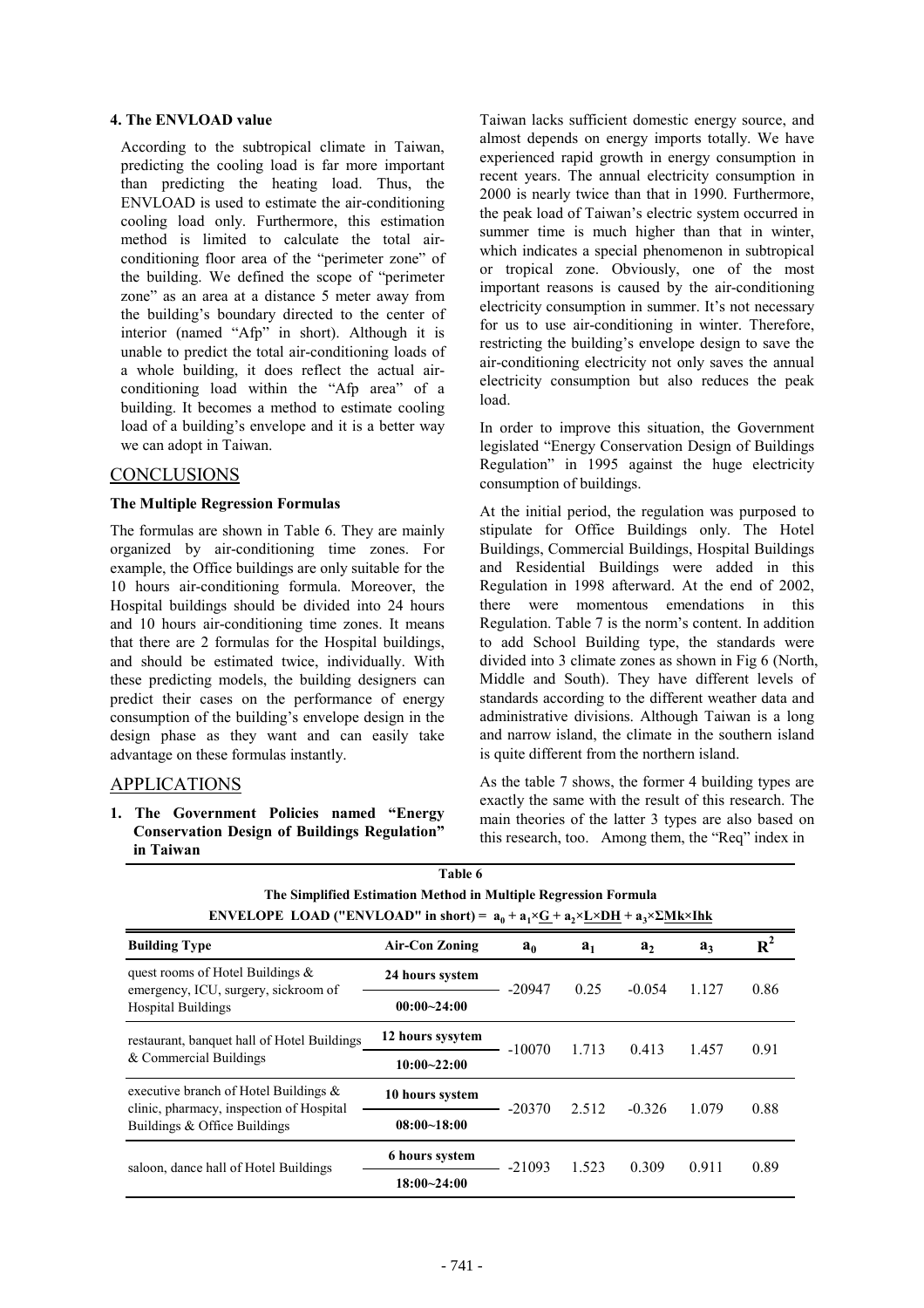**4. The ENVLOAD value**

According to the subtropical climate in Taiwan, predicting the cooling load is far more important than predicting the heating load. Thus, the ENVLOAD is used to estimate the air-conditioning cooling load only. Furthermore, this estimation method is limited to calculate the total air-conditioning floor area of the "perimeter zone" of the building. We defined the scope of "perimeter zone" as an area at a distance 5 meter away from the building's boundary directed to the center of interior (named "Afp" in short). Although it is unable to predict the total air-conditioning loads of a whole building, it does reflect the actual air-conditioning load within the "Afp area" of a building. It becomes a method to estimate cooling load of a building's envelope and it is a better way we can adopt in Taiwan.

## CONCLUSIONS

**The Multiple Regression Formulas**

The formulas are shown in Table 6. They are mainly organized by air-conditioning time zones. For example, the Office buildings are only suitable for the 10 hours air-conditioning formula. Moreover, the Hospital buildings should be divided into 24 hours and 10 hours air-conditioning time zones. It means that there are 2 formulas for the Hospital buildings, and should be estimated twice, individually. With these predicting models, the building designers can predict their cases on the performance of energy consumption of the building's envelope design in the design phase as they want and can easily take advantage on these formulas instantly.

## APPLICATIONS

**1. The Government Policies named "Energy Conservation Design of Buildings Regulation" in Taiwan**

Taiwan lacks sufficient domestic energy source, and almost depends on energy imports totally. We have experienced rapid growth in energy consumption in recent years. The annual electricity consumption in 2000 is nearly twice than that in 1990. Furthermore, the peak load of Taiwan's electric system occurred in summer time is much higher than that in winter, which indicates a special phenomenon in subtropical or tropical zone. Obviously, one of the most important reasons is caused by the air-conditioning electricity consumption in summer. It's not necessary for us to use air-conditioning in winter. Therefore, restricting the building's envelope design to save the air-conditioning electricity not only saves the annual electricity consumption but also reduces the peak load.

In order to improve this situation, the Government legislated "Energy Conservation Design of Buildings Regulation" in 1995 against the huge electricity consumption of buildings.

At the initial period, the regulation was purposed to stipulate for Office Buildings only. The Hotel Buildings, Commercial Buildings, Hospital Buildings and Residential Buildings were added in this Regulation in 1998 afterward. At the end of 2002, there were momentous emendations in this Regulation. Table 7 is the norm's content. In addition to add School Building type, the standards were divided into 3 climate zones as shown in Fig 6 (North, Middle and South). They have different levels of standards according to the different weather data and administrative divisions. Although Taiwan is a long and narrow island, the climate in the southern island is quite different from the northern island.

As the table 7 shows, the former 4 building types are exactly the same with the result of this research. The main theories of the latter 3 types are also based on this research, too. Among them, the "Req" index in

**Table 6**

**The Simplified Estimation Method in Multiple Regression Formula**

**ENVELOPE LOAD ("ENVLOAD" in short) = $a_0 + a_1 \times \underline{G} + a_2 \times \underline{L \times DH} + a_3 \times \underline{\Sigma Mk \times Ihk}$**

| Building Type | Air-Con Zoning | $a_0$ | $a_1$ | $a_2$ | $a_3$ | $R^2$ |
|---|---|---|---|---|---|---|
| quest rooms of Hotel Buildings & emergency, ICU, surgery, sickroom of Hospital Buildings | 24 hours system<br>00:00~24:00 | -20947 | 0.25 | -0.054 | 1.127 | 0.86 |
| restaurant, banquet hall of Hotel Buildings & Commercial Buildings | 12 hours sysytem<br>10:00~22:00 | -10070 | 1.713 | 0.413 | 1.457 | 0.91 |
| executive branch of Hotel Buildings & clinic, pharmacy, inspection of Hospital Buildings & Office Buildings | 10 hours system<br>08:00~18:00 | -20370 | 2.512 | -0.326 | 1.079 | 0.88 |
| saloon, dance hall of Hotel Buildings | 6 hours system<br>18:00~24:00 | -21093 | 1.523 | 0.309 | 0.911 | 0.89 |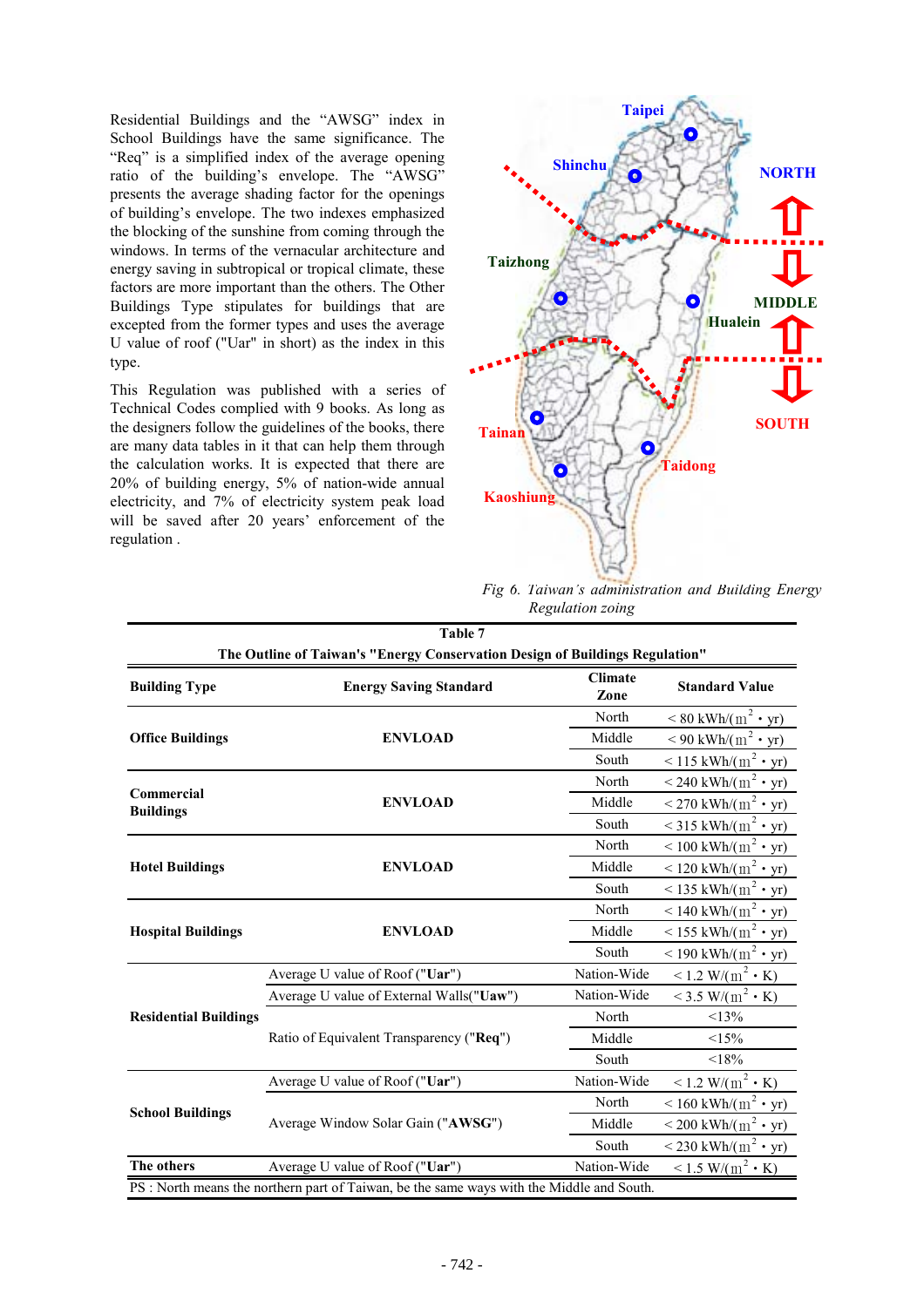Residential Buildings and the "AWSG" index in School Buildings have the same significance. The "Req" is a simplified index of the average opening ratio of the building's envelope. The "AWSG" presents the average shading factor for the openings of building's envelope. The two indexes emphasized the blocking of the sunshine from coming through the windows. In terms of the vernacular architecture and energy saving in subtropical or tropical climate, these factors are more important than the others. The Other Buildings Type stipulates for buildings that are excepted from the former types and uses the average U value of roof ("Uar" in short) as the index in this type.

This Regulation was published with a series of Technical Codes complied with 9 books. As long as the designers follow the guidelines of the books, there are many data tables in it that can help them through the calculation works. It is expected that there are 20% of building energy, 5% of nation-wide annual electricity, and 7% of electricity system peak load will be saved after 20 years' enforcement of the regulation .

*Fig 6. Taiwan's administration and Building Energy Regulation zoing*

**Table 7**

**The Outline of Taiwan's "Energy Conservation Design of Buildings Regulation"**

| **Building Type** | **Energy Saving Standard** | **Climate Zone** | **Standard Value** |
|---|---|---|---|
| **Office Buildings** | **ENVLOAD** | North | < 80 kWh/($m^2$ • yr) |
| | | Middle | < 90 kWh/($m^2$ • yr) |
| | | South | < 115 kWh/($m^2$ • yr) |
| **Commercial Buildings** | **ENVLOAD** | North | < 240 kWh/($m^2$ • yr) |
| | | Middle | < 270 kWh/($m^2$ • yr) |
| | | South | < 315 kWh/($m^2$ • yr) |
| **Hotel Buildings** | **ENVLOAD** | North | < 100 kWh/($m^2$ • yr) |
| | | Middle | < 120 kWh/($m^2$ • yr) |
| | | South | < 135 kWh/($m^2$ • yr) |
| **Hospital Buildings** | **ENVLOAD** | North | < 140 kWh/($m^2$ • yr) |
| | | Middle | < 155 kWh/($m^2$ • yr) |
| | | South | < 190 kWh/($m^2$ • yr) |
| **Residential Buildings** | Average U value of Roof ("**Uar**") | Nation-Wide | < 1.2 W/($m^2$ • K) |
| | Average U value of External Walls("**Uaw**") | Nation-Wide | < 3.5 W/($m^2$ • K) |
| | Ratio of Equivalent Transparency ("**Req**") | North | <13% |
| | | Middle | <15% |
| | | South | <18% |
| **School Buildings** | Average U value of Roof ("**Uar**") | Nation-Wide | < 1.2 W/($m^2$ • K) |
| | Average Window Solar Gain ("**AWSG**") | North | < 160 kWh/($m^2$ • yr) |
| | | Middle | < 200 kWh/($m^2$ • yr) |
| | | South | < 230 kWh/($m^2$ • yr) |
| **The others** | Average U value of Roof ("**Uar**") | Nation-Wide | < 1.5 W/($m^2$ • K) |

PS : North means the northern part of Taiwan, be the same ways with the Middle and South.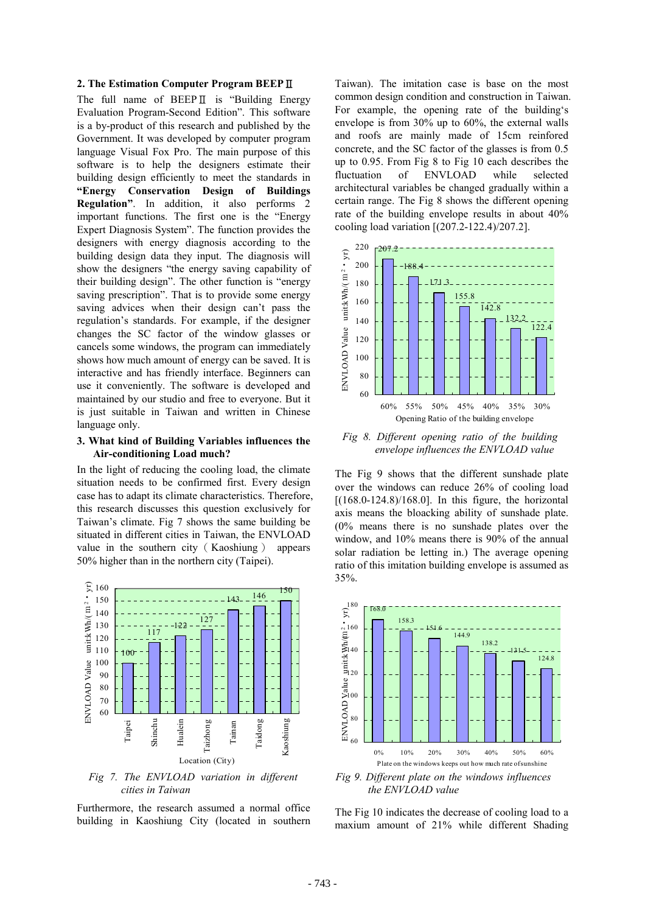## 2. The Estimation Computer Program BEEPⅡ

The full name of BEEPⅡ is "Building Energy Evaluation Program-Second Edition". This software is a by-product of this research and published by the Government. It was developed by computer program language Visual Fox Pro. The main purpose of this software is to help the designers estimate their building design efficiently to meet the standards in **"Energy Conservation Design of Buildings Regulation"**. In addition, it also performs 2 important functions. The first one is the "Energy Expert Diagnosis System". The function provides the designers with energy diagnosis according to the building design data they input. The diagnosis will show the designers "the energy saving capability of their building design". The other function is "energy saving prescription". That is to provide some energy saving advices when their design can't pass the regulation's standards. For example, if the designer changes the SC factor of the window glasses or cancels some windows, the program can immediately shows how much amount of energy can be saved. It is interactive and has friendly interface. Beginners can use it conveniently. The software is developed and maintained by our studio and free to everyone. But it is just suitable in Taiwan and written in Chinese language only.

## 3. What kind of Building Variables influences the Air-conditioning Load much?

In the light of reducing the cooling load, the climate situation needs to be confirmed first. Every design case has to adapt its climate characteristics. Therefore, this research discusses this question exclusively for Taiwan's climate. Fig 7 shows the same building be situated in different cities in Taiwan, the ENVLOAD value in the southern city（Kaoshiung） appears 50% higher than in the northern city (Taipei).

| Location (City) | ENVLOAD Value unit:kWh/(m²·yr) |
|---|---|
| Taipei | 100 |
| Shinchu | 117 |
| Hualein | 122 |
| Taizhong | 127 |
| Tainan | 143 |
| Taidong | 146 |
| Kaoshiung | 150 |

*Fig 7. The ENVLOAD variation in different cities in Taiwan*

Furthermore, the research assumed a normal office building in Kaoshiung City (located in southern Taiwan). The imitation case is base on the most common design condition and construction in Taiwan. For example, the opening rate of the building's envelope is from 30% up to 60%, the external walls and roofs are mainly made of 15cm reinforced concrete, and the SC factor of the glasses is from 0.5 up to 0.95. From Fig 8 to Fig 10 each describes the fluctuation of ENVLOAD while selected architectural variables be changed gradually within a certain range. The Fig 8 shows the different opening rate of the building envelope results in about 40% cooling load variation [(207.2-122.4)/207.2].

| Opening Ratio of the building envelope | ENVLOAD Value unit:kWh/(m²·yr) |
|---|---|
| 60% | 207.2 |
| 55% | 188.4 |
| 50% | 171.3 |
| 45% | 155.8 |
| 40% | 142.8 |
| 35% | 132.2 |
| 30% | 122.4 |

*Fig 8. Different opening ratio of the building envelope influences the ENVLOAD value*

The Fig 9 shows that the different sunshade plate over the windows can reduce 26% of cooling load [(168.0-124.8)/168.0]. In this figure, the horizontal axis means the bloacking ability of sunshade plate. (0% means there is no sunshade plates over the window, and 10% means there is 90% of the annual solar radiation be letting in.) The average opening ratio of this imitation building envelope is assumed as 35%.

| Plate on the windows keeps out how much rate of sunshine | ENVLOAD Value unit:kWh/(m²·yr) |
|---|---|
| 0% | 168.0 |
| 10% | 158.3 |
| 20% | 151.6 |
| 30% | 144.9 |
| 40% | 138.2 |
| 50% | 131.5 |
| 60% | 124.8 |

*Fig 9. Different plate on the windows influences the ENVLOAD value*

The Fig 10 indicates the decrease of cooling load to a maxium amount of 21% while different Shading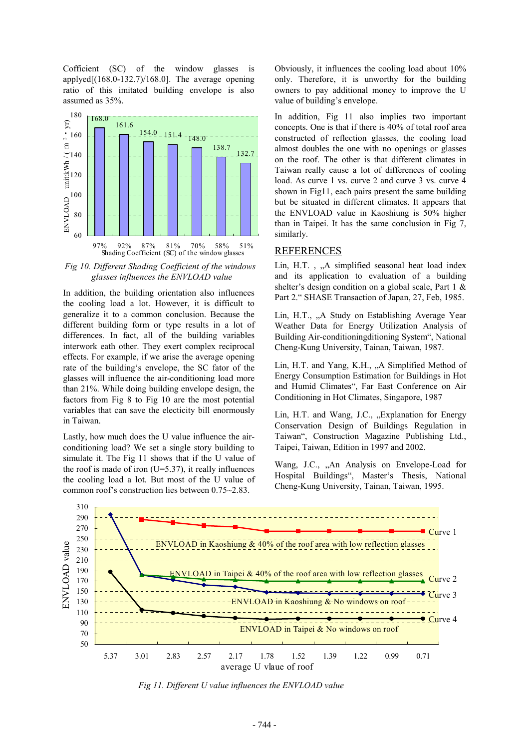Cofficient (SC) of the window glasses is applyed[(168.0-132.7)/168.0]. The average opening ratio of this imitated building envelope is also assumed as 35%.

ENVLOAD unit:kWh / ( m²・yr)
180
160
140
120
100
80
60
168.0
161.6
154.0
151.4
148.0
138.7
132.7
97% 92% 87% 81% 70% 58% 51%
Shading Coefficient (SC) of the window glasses

*Fig 10. Different Shading Coefficient of the windows glasses influences the ENVLOAD value*

In addition, the building orientation also influences the cooling load a lot. However, it is difficult to generalize it to a common conclusion. Because the different building form or type results in a lot of differences. In fact, all of the building variables interwork eath other. They exert complex reciprocal effects. For example, if we arise the average opening rate of the building's envelope, the SC fator of the glasses will influence the air-conditioning load more than 21%. While doing building envelope design, the factors from Fig 8 to Fig 10 are the most potential variables that can save the electicity bill enormously in Taiwan.

Lastly, how much does the U value influence the air-conditioning load? We set a single story building to simulate it. The Fig 11 shows that if the U value of the roof is made of iron (U=5.37), it really influences the cooling load a lot. But most of the U value of common roof's construction lies between 0.75~2.83. Obviously, it influences the cooling load about 10% only. Therefore, it is unworthy for the building owners to pay additional money to improve the U value of building's envelope.

In addition, Fig 11 also implies two important concepts. One is that if there is 40% of total roof area constructed of reflection glasses, the cooling load almost doubles the one with no openings or glasses on the roof. The other is that different climates in Taiwan really cause a lot of differences of cooling load. As curve 1 vs. curve 2 and curve 3 vs. curve 4 shown in Fig11, each pairs present the same building but be situated in different climates. It appears that the ENVLOAD value in Kaoshiung is 50% higher than in Taipei. It has the same conclusion in Fig 7, similarly.

## REFERENCES

Lin, H.T. , „A simplified seasonal heat load index and its application to evaluation of a building shelter's design condition on a global scale, Part 1 & Part 2." SHASE Transaction of Japan, 27, Feb, 1985.

Lin, H.T., „A Study on Establishing Average Year Weather Data for Energy Utilization Analysis of Building Air-conditioningditioning System", National Cheng-Kung University, Tainan, Taiwan, 1987.

Lin, H.T. and Yang, K.H., „A Simplified Method of Energy Consumption Estimation for Buildings in Hot and Humid Climates", Far East Conference on Air Conditioning in Hot Climates, Singapore, 1987

Lin, H.T. and Wang, J.C., „Explanation for Energy Conservation Design of Buildings Regulation in Taiwan", Construction Magazine Publishing Ltd., Taipei, Taiwan, Edition in 1997 and 2002.

Wang, J.C., „An Analysis on Envelope-Load for Hospital Buildings", Master's Thesis, National Cheng-Kung University, Tainan, Taiwan, 1995.

ENVLOAD value
310
290
270
250
230
210
190
170
150
130
110
90
70
50
Curve 1
ENVLOAD in Kaoshiung & 40% of the roof area with low reflection glasses
ENVLOAD in Taipei & 40% of the roof area with low reflection glasses
Curve 2
Curve 3
ENVLOAD in Kaoshiung & No windows on roof
Curve 4
ENVLOAD in Taipei & No windows on roof
5.37 3.01 2.83 2.57 2.17 1.78 1.52 1.39 1.22 0.99 0.71
average U vlaue of roof

*Fig 11. Different U value influences the ENVLOAD value*